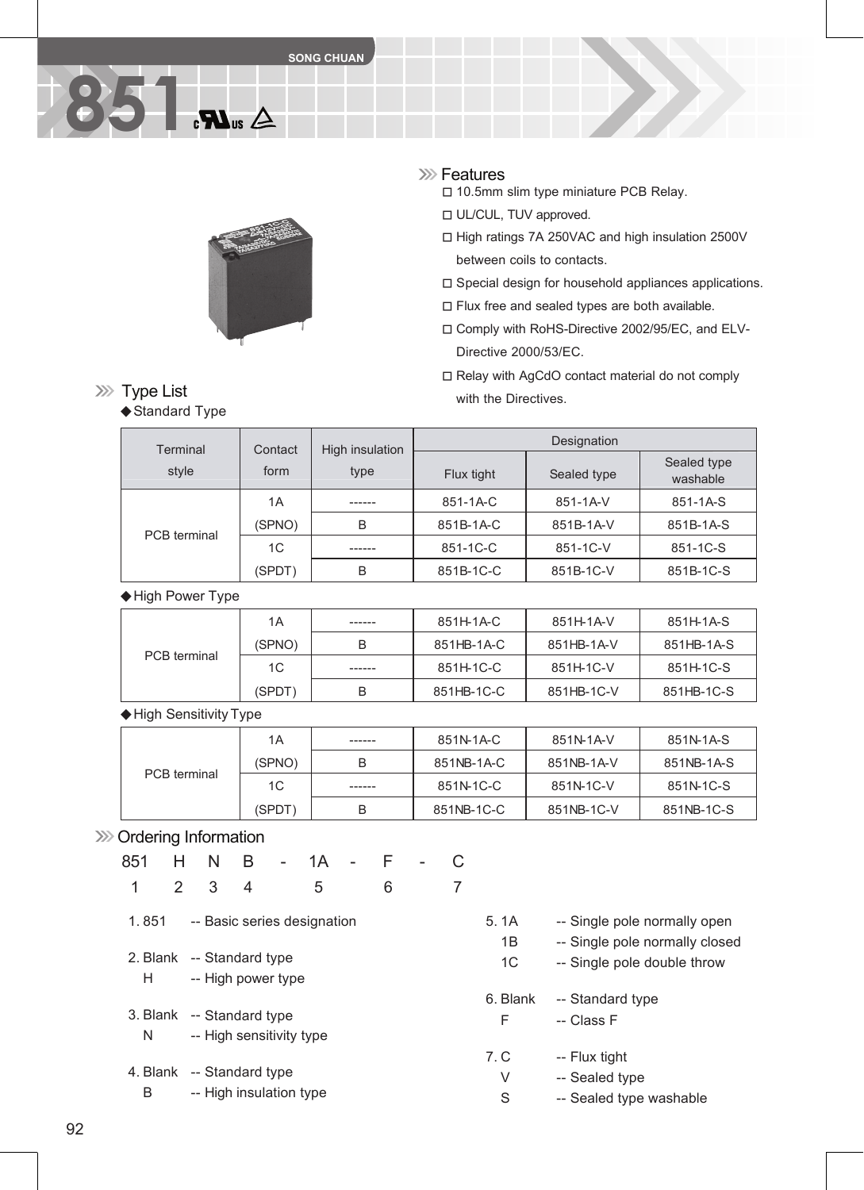SONG CHUAN

# 851

## Features

- 10.5mm slim type miniature PCB Relay.
- UL/CUL, TUV approved.
- High ratings 7A 250VAC and high insulation 2500V between coils to contacts.
- Special design for household appliances applications.
- Flux free and sealed types are both available.
- Comply with RoHS-Directive 2002/95/EC, and ELV-Directive 2000/53/EC.
- Relay with AgCdO contact material do not comply with the Directives.

## Type List

◆Standard Type

| Terminal style | Contact form | High insulation type | Designation | | |
|---|---|---|---|---|---|
| | | | Flux tight | Sealed type | Sealed type washable |
| PCB terminal | 1A (SPNO) | ------ | 851-1A-C | 851-1A-V | 851-1A-S |
| | | B | 851B-1A-C | 851B-1A-V | 851B-1A-S |
| | 1C (SPDT) | ------ | 851-1C-C | 851-1C-V | 851-1C-S |
| | | B | 851B-1C-C | 851B-1C-V | 851B-1C-S |

◆High Power Type

| Terminal style | Contact form | High insulation type | Flux tight | Sealed type | Sealed type washable |
|---|---|---|---|---|---|
| PCB terminal | 1A (SPNO) | ------ | 851H-1A-C | 851H-1A-V | 851H-1A-S |
| | | B | 851HB-1A-C | 851HB-1A-V | 851HB-1A-S |
| | 1C (SPDT) | ------ | 851H-1C-C | 851H-1C-V | 851H-1C-S |
| | | B | 851HB-1C-C | 851HB-1C-V | 851HB-1C-S |

◆High Sensitivity Type

| Terminal style | Contact form | High insulation type | Flux tight | Sealed type | Sealed type washable |
|---|---|---|---|---|---|
| PCB terminal | 1A (SPNO) | ------ | 851N-1A-C | 851N-1A-V | 851N-1A-S |
| | | B | 851NB-1A-C | 851NB-1A-V | 851NB-1A-S |
| | 1C (SPDT) | ------ | 851N-1C-C | 851N-1C-V | 851N-1C-S |
| | | B | 851NB-1C-C | 851NB-1C-V | 851NB-1C-S |

## Ordering Information

```
851  H  N  B  -  1A  -  F  -  C
 1   2  3  4      5      6     7
```

1. 851 -- Basic series designation

2. Blank -- Standard type
   H -- High power type

3. Blank -- Standard type
   N -- High sensitivity type

4. Blank -- Standard type
   B -- High insulation type

5. 1A -- Single pole normally open
   1B -- Single pole normally closed
   1C -- Single pole double throw

6. Blank -- Standard type
   F -- Class F

7. C -- Flux tight
   V -- Sealed type
   S -- Sealed type washable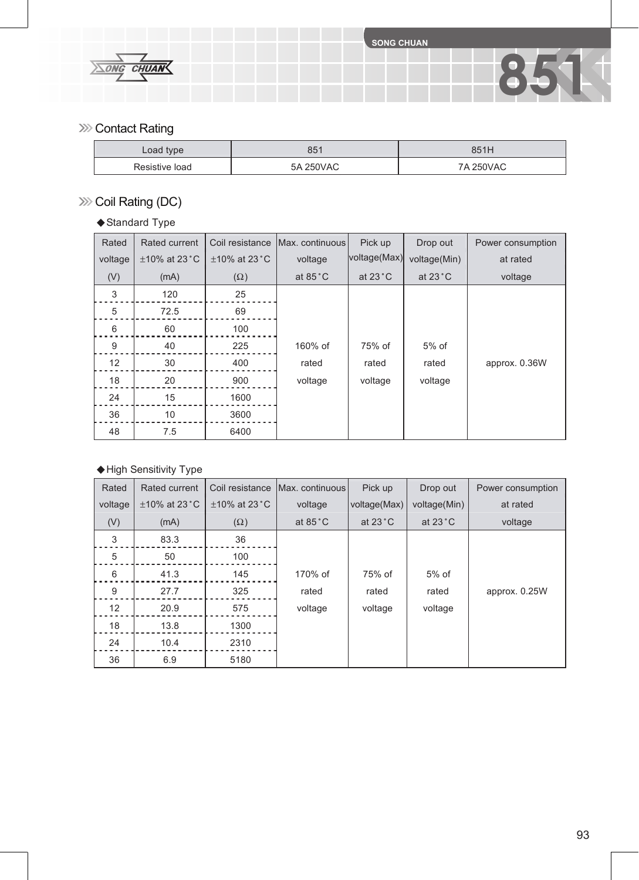## Contact Rating

| Load type | 851 | 851H |
|---|---|---|
| Resistive load | 5A 250VAC | 7A 250VAC |

## Coil Rating (DC)

◆Standard Type

| Rated voltage (V) | Rated current ±10% at 23˚C (mA) | Coil resistance ±10% at 23˚C (Ω) | Max. continuous voltage at 85˚C | Pick up voltage(Max) at 23˚C | Drop out voltage(Min) at 23˚C | Power consumption at rated voltage |
|---|---|---|---|---|---|---|
| 3 | 120 | 25 | 160% of rated voltage | 75% of rated voltage | 5% of rated voltage | approx. 0.36W |
| 5 | 72.5 | 69 | | | | |
| 6 | 60 | 100 | | | | |
| 9 | 40 | 225 | | | | |
| 12 | 30 | 400 | | | | |
| 18 | 20 | 900 | | | | |
| 24 | 15 | 1600 | | | | |
| 36 | 10 | 3600 | | | | |
| 48 | 7.5 | 6400 | | | | |

◆High Sensitivity Type

| Rated voltage (V) | Rated current ±10% at 23˚C (mA) | Coil resistance ±10% at 23˚C (Ω) | Max. continuous voltage at 85˚C | Pick up voltage(Max) at 23˚C | Drop out voltage(Min) at 23˚C | Power consumption at rated voltage |
|---|---|---|---|---|---|---|
| 3 | 83.3 | 36 | 170% of rated voltage | 75% of rated voltage | 5% of rated voltage | approx. 0.25W |
| 5 | 50 | 100 | | | | |
| 6 | 41.3 | 145 | | | | |
| 9 | 27.7 | 325 | | | | |
| 12 | 20.9 | 575 | | | | |
| 18 | 13.8 | 1300 | | | | |
| 24 | 10.4 | 2310 | | | | |
| 36 | 6.9 | 5180 | | | | |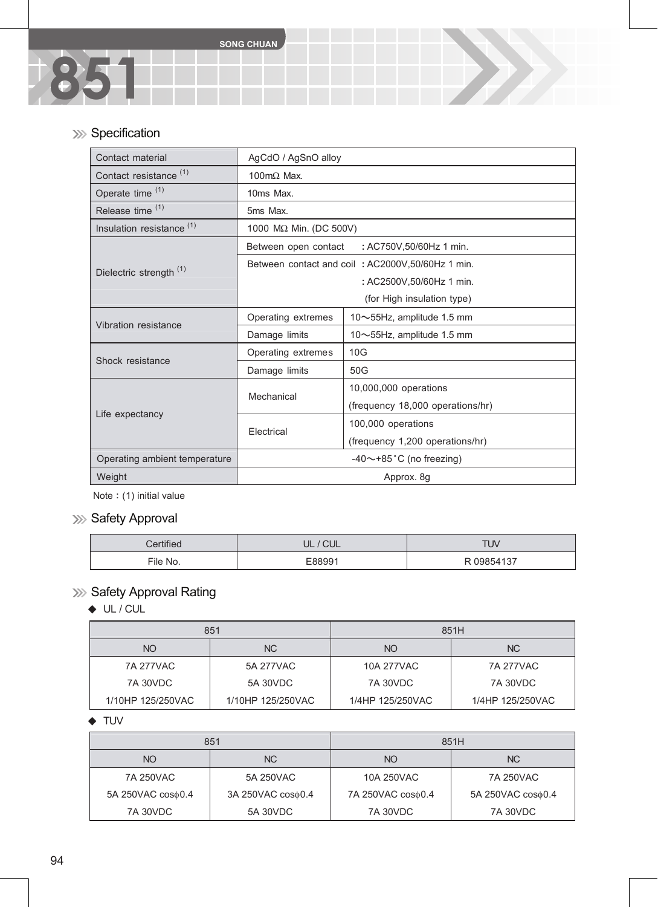# 851

## Specification

| | | |
|---|---|---|
| Contact material | AgCdO / AgSnO alloy | |
| Contact resistance (1) | 100mΩ Max. | |
| Operate time (1) | 10ms Max. | |
| Release time (1) | 5ms Max. | |
| Insulation resistance (1) | 1000 MΩ Min. (DC 500V) | |
| Dielectric strength (1) | Between open contact | : AC750V,50/60Hz 1 min. |
| | Between contact and coil | : AC2000V,50/60Hz 1 min.<br>: AC2500V,50/60Hz 1 min.<br>(for High insulation type) |
| Vibration resistance | Operating extremes | 10～55Hz, amplitude 1.5 mm |
| | Damage limits | 10～55Hz, amplitude 1.5 mm |
| Shock resistance | Operating extremes | 10G |
| | Damage limits | 50G |
| Life expectancy | Mechanical | 10,000,000 operations<br>(frequency 18,000 operations/hr) |
| | Electrical | 100,000 operations<br>(frequency 1,200 operations/hr) |
| Operating ambient temperature | -40～+85°C (no freezing) | |
| Weight | Approx. 8g | |

Note : (1) initial value

## Safety Approval

| Certified | UL / CUL | TUV |
|---|---|---|
| File No. | E88991 | R 09854137 |

## Safety Approval Rating

◆ UL / CUL

| 851 | | 851H | |
|---|---|---|---|
| NO | NC | NO | NC |
| 7A 277VAC<br>7A 30VDC<br>1/10HP 125/250VAC | 5A 277VAC<br>5A 30VDC<br>1/10HP 125/250VAC | 10A 277VAC<br>7A 30VDC<br>1/4HP 125/250VAC | 7A 277VAC<br>7A 30VDC<br>1/4HP 125/250VAC |

◆ TUV

| 851 | | 851H | |
|---|---|---|---|
| NO | NC | NO | NC |
| 7A 250VAC<br>5A 250VAC cosϕ0.4<br>7A 30VDC | 5A 250VAC<br>3A 250VAC cosϕ0.4<br>5A 30VDC | 10A 250VAC<br>7A 250VAC cosϕ0.4<br>7A 30VDC | 7A 250VAC<br>5A 250VAC cosϕ0.4<br>7A 30VDC |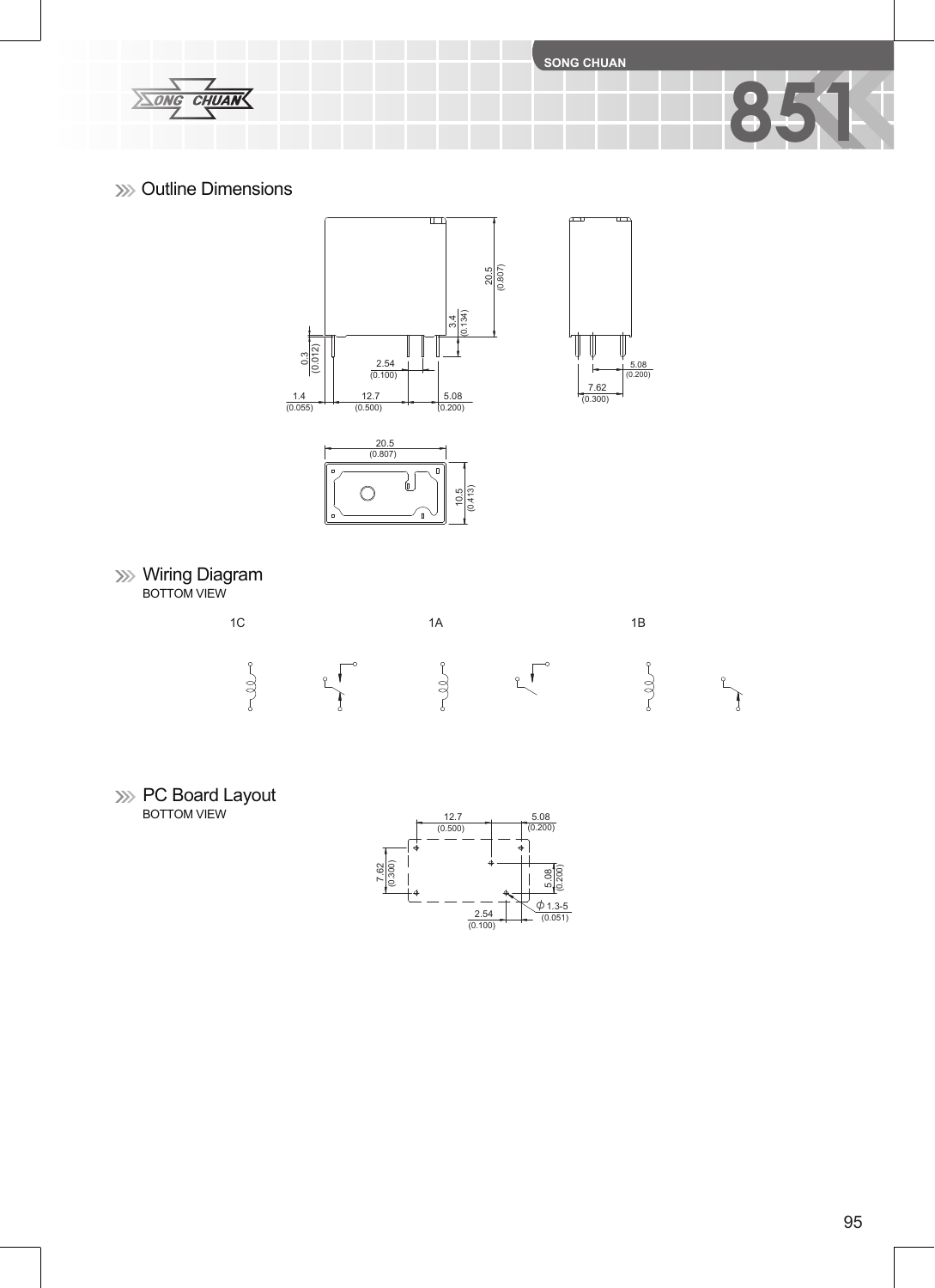## Outline Dimensions

20.5 (0.807)

3.4 (0.134)

0.3 (0.012)

2.54 (0.100)

1.4 (0.055)

12.7 (0.500)

5.08 (0.200)

5.08 (0.200)

7.62 (0.300)

20.5 (0.807)

10.5 (0.413)

## Wiring Diagram

BOTTOM VIEW

1C

1A

1B

## PC Board Layout

BOTTOM VIEW

12.7 (0.500)

5.08 (0.200)

7.62 (0.300)

5.08 (0.200)

Φ 1.3-5 (0.051)

2.54 (0.100)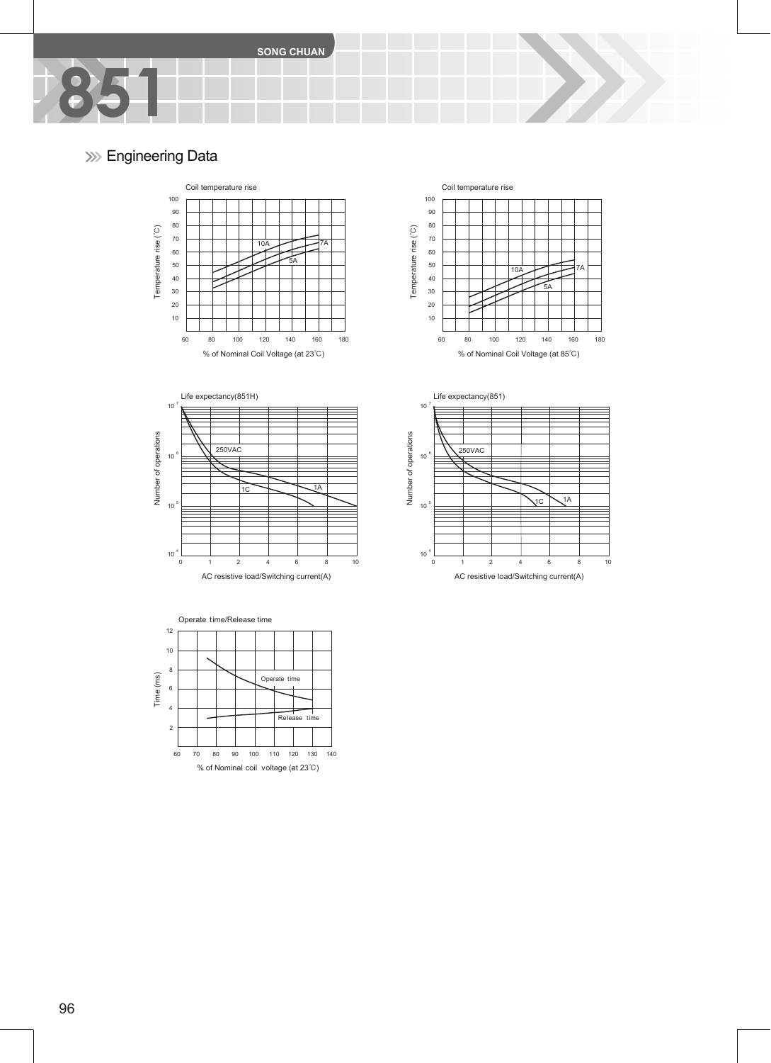## Engineering Data

Coil temperature rise

Temperature rise (°C)

100
90
80
70
60
50
40
30
20
10

10A
7A
5A

60 80 100 120 140 160 180

% of Nominal Coil Voltage (at 23°C)

Coil temperature rise

Temperature rise (°C)

100
90
80
70
60
50
40
30
20
10

10A
7A
5A

60 80 100 120 140 160 180

% of Nominal Coil Voltage (at 85°C)

Life expectancy(851H)

Number of operations

$10^7$
$10^6$
$10^5$
$10^4$

250VAC
1C
1A

0 1 2 4 6 8 10

AC resistive load/Switching current(A)

Life expectancy(851)

Number of operations

$10^7$
$10^6$
$10^5$
$10^4$

250VAC
1C
1A

0 1 2 4 6 8 10

AC resistive load/Switching current(A)

Operate time/Release time

Time (ms)

12
10
8
6
4
2

Operate time
Release time

60 70 80 90 100 110 120 130 140

% of Nominal coil voltage (at 23°C)